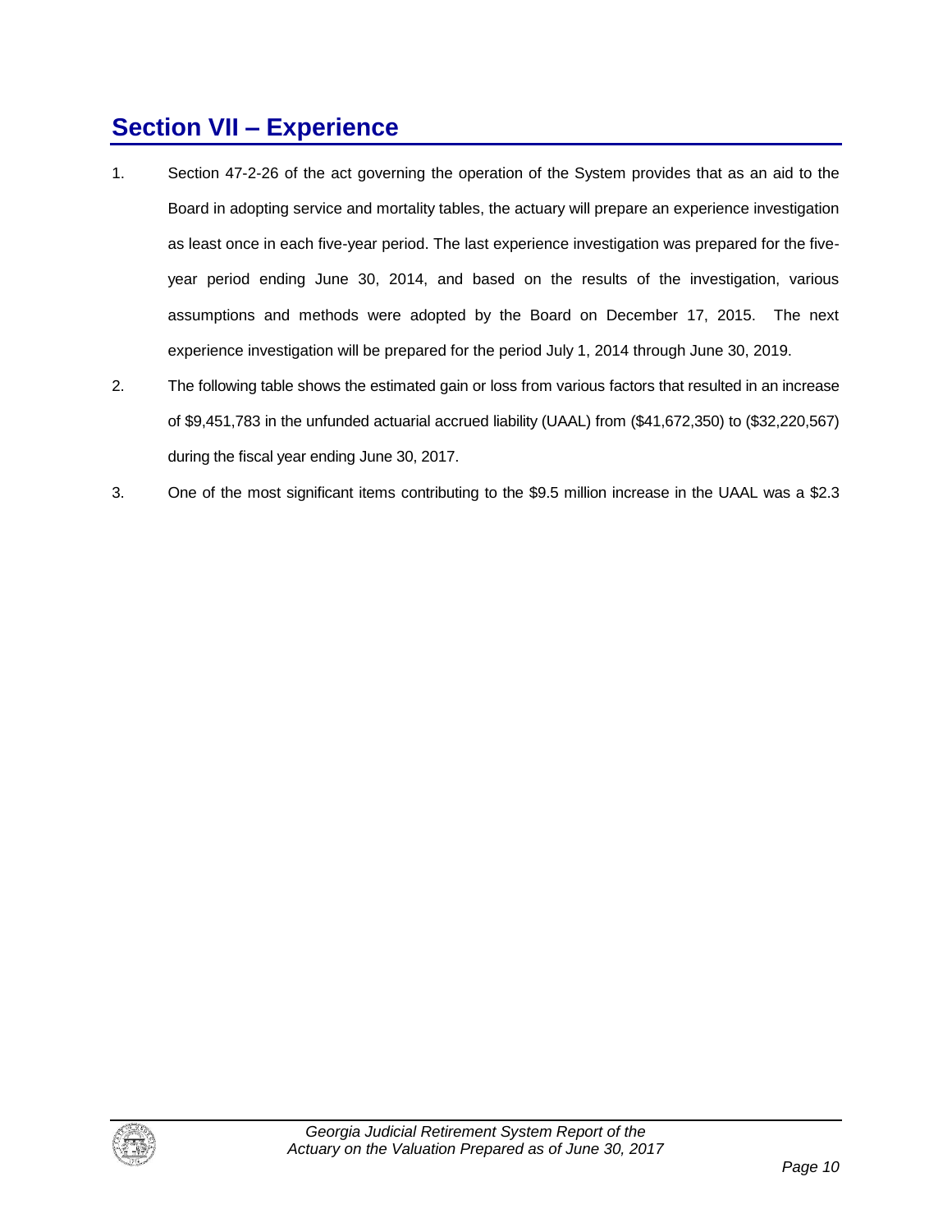# Section VII – Experience

1. Section 47-2-26 of the act governing the operation of the System provides that as an aid to the Board in adopting service and mortality tables, the actuary will prepare an experience investigation as least once in each five-year period. The last experience investigation was prepared for the five-year period ending June 30, 2014, and based on the results of the investigation, various assumptions and methods were adopted by the Board on December 17, 2015. The next experience investigation will be prepared for the period July 1, 2014 through June 30, 2019.

2. The following table shows the estimated gain or loss from various factors that resulted in an increase of $9,451,783 in the unfunded actuarial accrued liability (UAAL) from ($41,672,350) to ($32,220,567) during the fiscal year ending June 30, 2017.

3. One of the most significant items contributing to the $9.5 million increase in the UAAL was a $2.3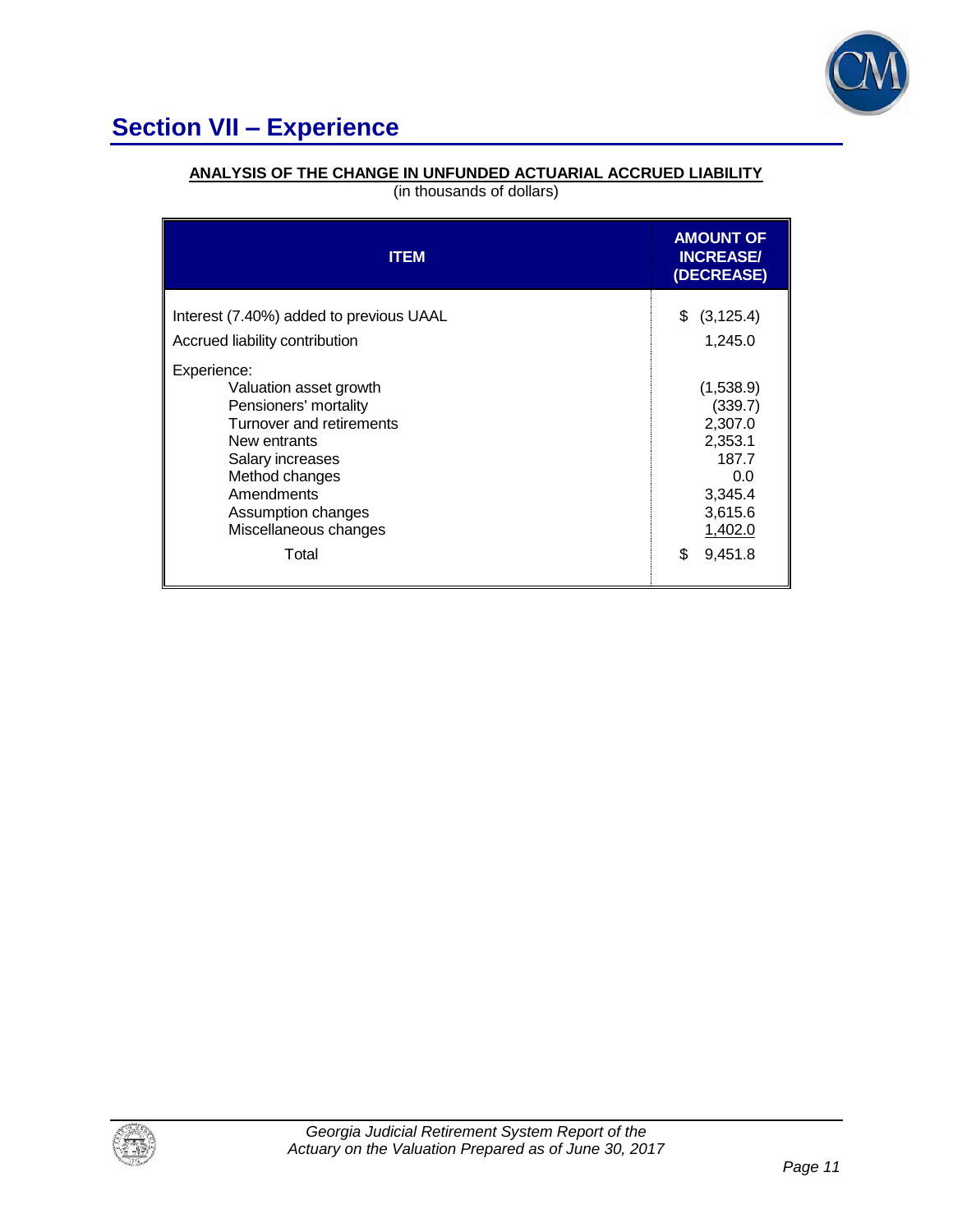## Section VII – Experience

**ANALYSIS OF THE CHANGE IN UNFUNDED ACTUARIAL ACCRUED LIABILITY**

(in thousands of dollars)

| ITEM | AMOUNT OF INCREASE/ (DECREASE) |
|---|---|
| Interest (7.40%) added to previous UAAL | $ (3,125.4) |
| Accrued liability contribution | 1,245.0 |
| Experience: | |
| Valuation asset growth | (1,538.9) |
| Pensioners' mortality | (339.7) |
| Turnover and retirements | 2,307.0 |
| New entrants | 2,353.1 |
| Salary increases | 187.7 |
| Method changes | 0.0 |
| Amendments | 3,345.4 |
| Assumption changes | 3,615.6 |
| Miscellaneous changes | 1,402.0 |
| Total | $ 9,451.8 |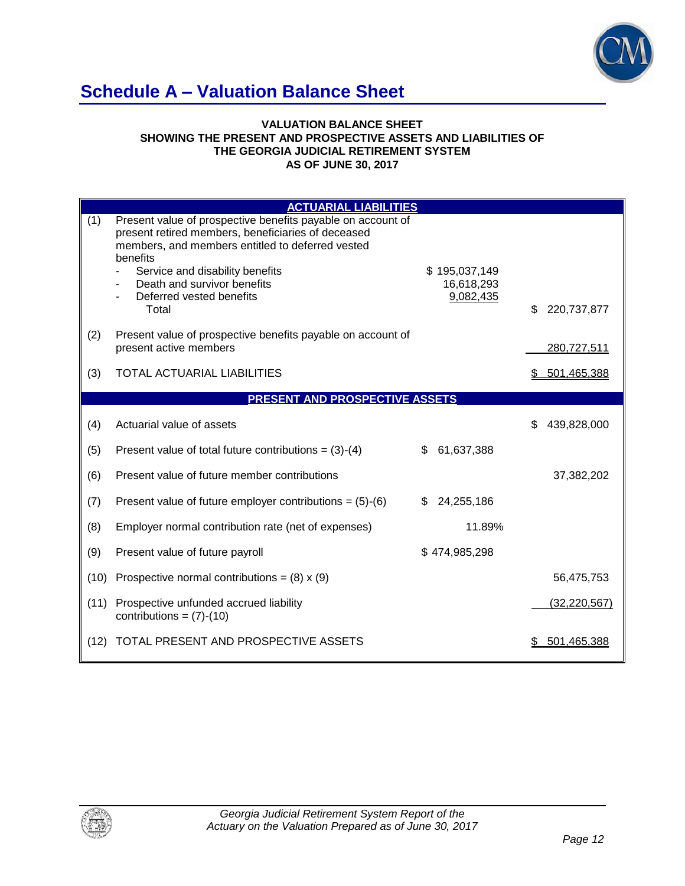# Schedule A – Valuation Balance Sheet

**VALUATION BALANCE SHEET**
**SHOWING THE PRESENT AND PROSPECTIVE ASSETS AND LIABILITIES OF**
**THE GEORGIA JUDICIAL RETIREMENT SYSTEM**
**AS OF JUNE 30, 2017**

| | **ACTUARIAL LIABILITIES** | | |
|---|---|---|---|
| (1) | Present value of prospective benefits payable on account of present retired members, beneficiaries of deceased members, and members entitled to deferred vested benefits | | |
| | - Service and disability benefits | $ 195,037,149 | |
| | - Death and survivor benefits | 16,618,293 | |
| | - Deferred vested benefits | 9,082,435 | |
| | Total | | $ 220,737,877 |
| (2) | Present value of prospective benefits payable on account of present active members | | 280,727,511 |
| (3) | TOTAL ACTUARIAL LIABILITIES | | $ 501,465,388 |
| | **PRESENT AND PROSPECTIVE ASSETS** | | |
| (4) | Actuarial value of assets | | $ 439,828,000 |
| (5) | Present value of total future contributions = (3)-(4) | $ 61,637,388 | |
| (6) | Present value of future member contributions | | 37,382,202 |
| (7) | Present value of future employer contributions = (5)-(6) | $ 24,255,186 | |
| (8) | Employer normal contribution rate (net of expenses) | 11.89% | |
| (9) | Present value of future payroll | $ 474,985,298 | |
| (10) | Prospective normal contributions = (8) x (9) | | 56,475,753 |
| (11) | Prospective unfunded accrued liability contributions = (7)-(10) | | (32,220,567) |
| (12) | TOTAL PRESENT AND PROSPECTIVE ASSETS | | $ 501,465,388 |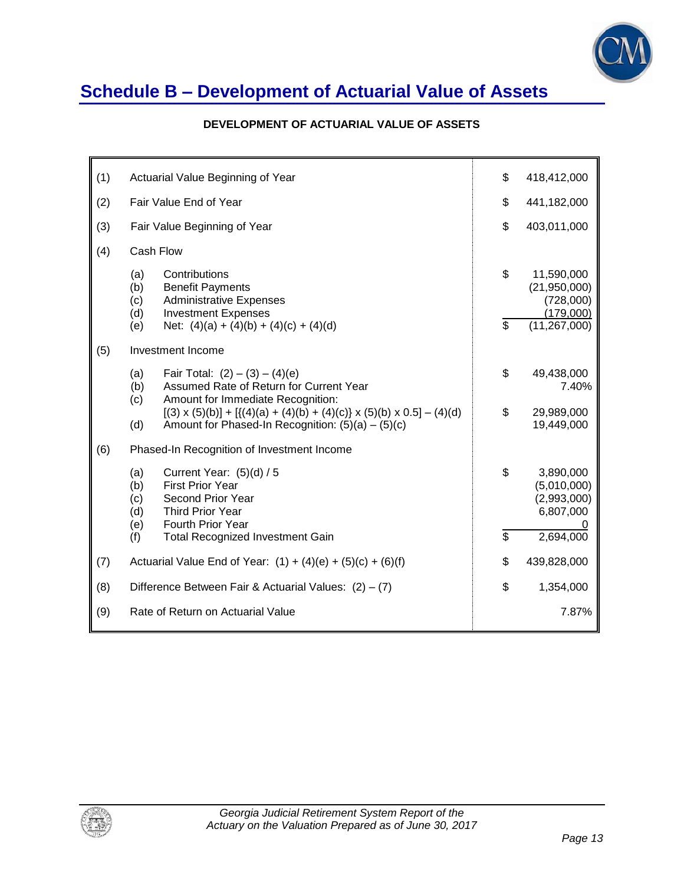# Schedule B – Development of Actuarial Value of Assets

**DEVELOPMENT OF ACTUARIAL VALUE OF ASSETS**

| | | | |
|---|---|---|---|
| (1) | Actuarial Value Beginning of Year | $ | 418,412,000 |
| (2) | Fair Value End of Year | $ | 441,182,000 |
| (3) | Fair Value Beginning of Year | $ | 403,011,000 |
| (4) | Cash Flow | | |
| | (a) Contributions | $ | 11,590,000 |
| | (b) Benefit Payments | | (21,950,000) |
| | (c) Administrative Expenses | | (728,000) |
| | (d) Investment Expenses | | (179,000) |
| | (e) Net: (4)(a) + (4)(b) + (4)(c) + (4)(d) | $ | (11,267,000) |
| (5) | Investment Income | | |
| | (a) Fair Total: (2) – (3) – (4)(e) | $ | 49,438,000 |
| | (b) Assumed Rate of Return for Current Year | | 7.40% |
| | (c) Amount for Immediate Recognition: [(3) x (5)(b)] + [{(4)(a) + (4)(b) + (4)(c)} x (5)(b) x 0.5] – (4)(d) | $ | 29,989,000 |
| | (d) Amount for Phased-In Recognition: (5)(a) – (5)(c) | | 19,449,000 |
| (6) | Phased-In Recognition of Investment Income | | |
| | (a) Current Year: (5)(d) / 5 | $ | 3,890,000 |
| | (b) First Prior Year | | (5,010,000) |
| | (c) Second Prior Year | | (2,993,000) |
| | (d) Third Prior Year | | 6,807,000 |
| | (e) Fourth Prior Year | | 0 |
| | (f) Total Recognized Investment Gain | $ | 2,694,000 |
| (7) | Actuarial Value End of Year: (1) + (4)(e) + (5)(c) + (6)(f) | $ | 439,828,000 |
| (8) | Difference Between Fair & Actuarial Values: (2) – (7) | $ | 1,354,000 |
| (9) | Rate of Return on Actuarial Value | | 7.87% |

*Georgia Judicial Retirement System Report of the Actuary on the Valuation Prepared as of June 30, 2017*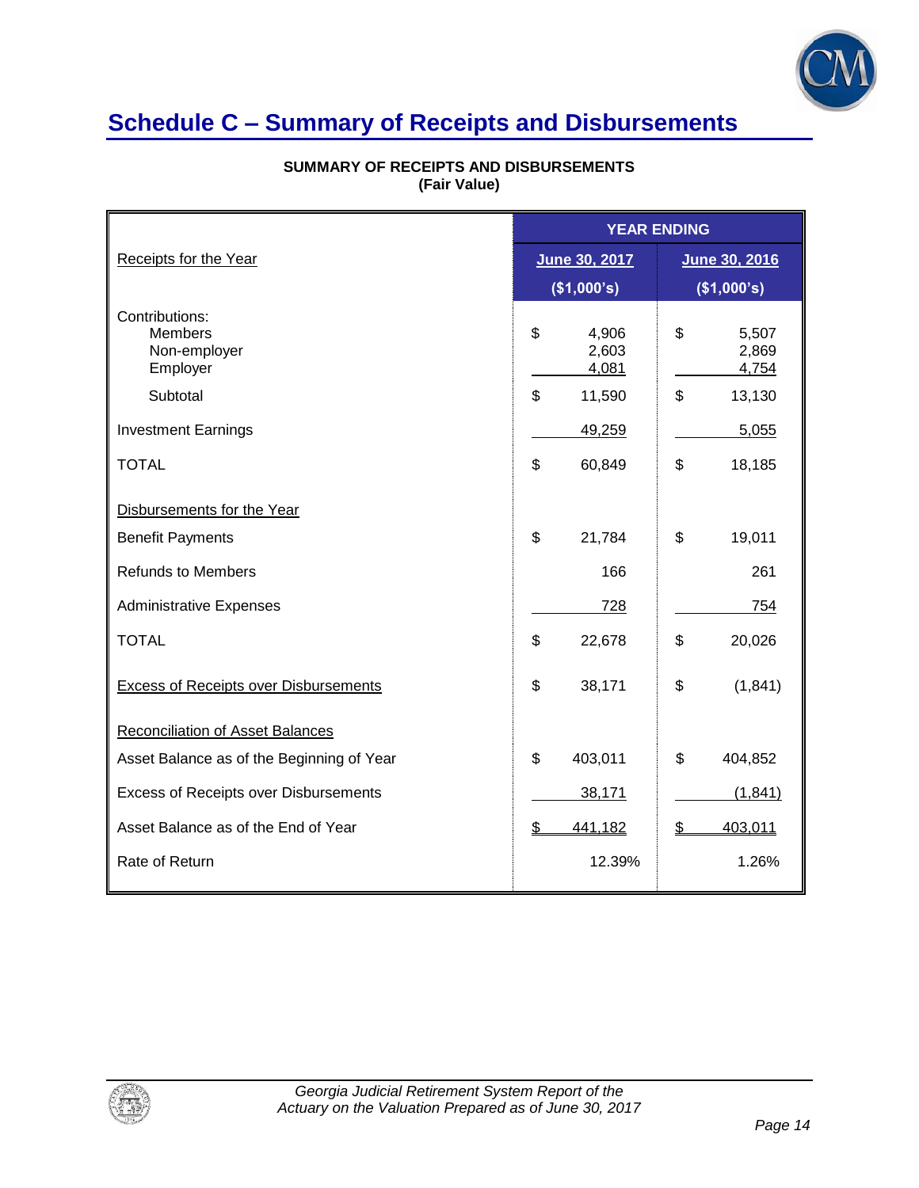## Schedule C – Summary of Receipts and Disbursements

**SUMMARY OF RECEIPTS AND DISBURSEMENTS**
**(Fair Value)**

| | YEAR ENDING | |
|---|---|---|
| Receipts for the Year | June 30, 2017 ($1,000's) | June 30, 2016 ($1,000's) |
| Contributions: | | |
| Members | $ 4,906 | $ 5,507 |
| Non-employer | 2,603 | 2,869 |
| Employer | 4,081 | 4,754 |
| Subtotal | $ 11,590 | $ 13,130 |
| Investment Earnings | 49,259 | 5,055 |
| TOTAL | $ 60,849 | $ 18,185 |
| Disbursements for the Year | | |
| Benefit Payments | $ 21,784 | $ 19,011 |
| Refunds to Members | 166 | 261 |
| Administrative Expenses | 728 | 754 |
| TOTAL | $ 22,678 | $ 20,026 |
| Excess of Receipts over Disbursements | $ 38,171 | $ (1,841) |
| Reconciliation of Asset Balances | | |
| Asset Balance as of the Beginning of Year | $ 403,011 | $ 404,852 |
| Excess of Receipts over Disbursements | 38,171 | (1,841) |
| Asset Balance as of the End of Year | $ 441,182 | $ 403,011 |
| Rate of Return | 12.39% | 1.26% |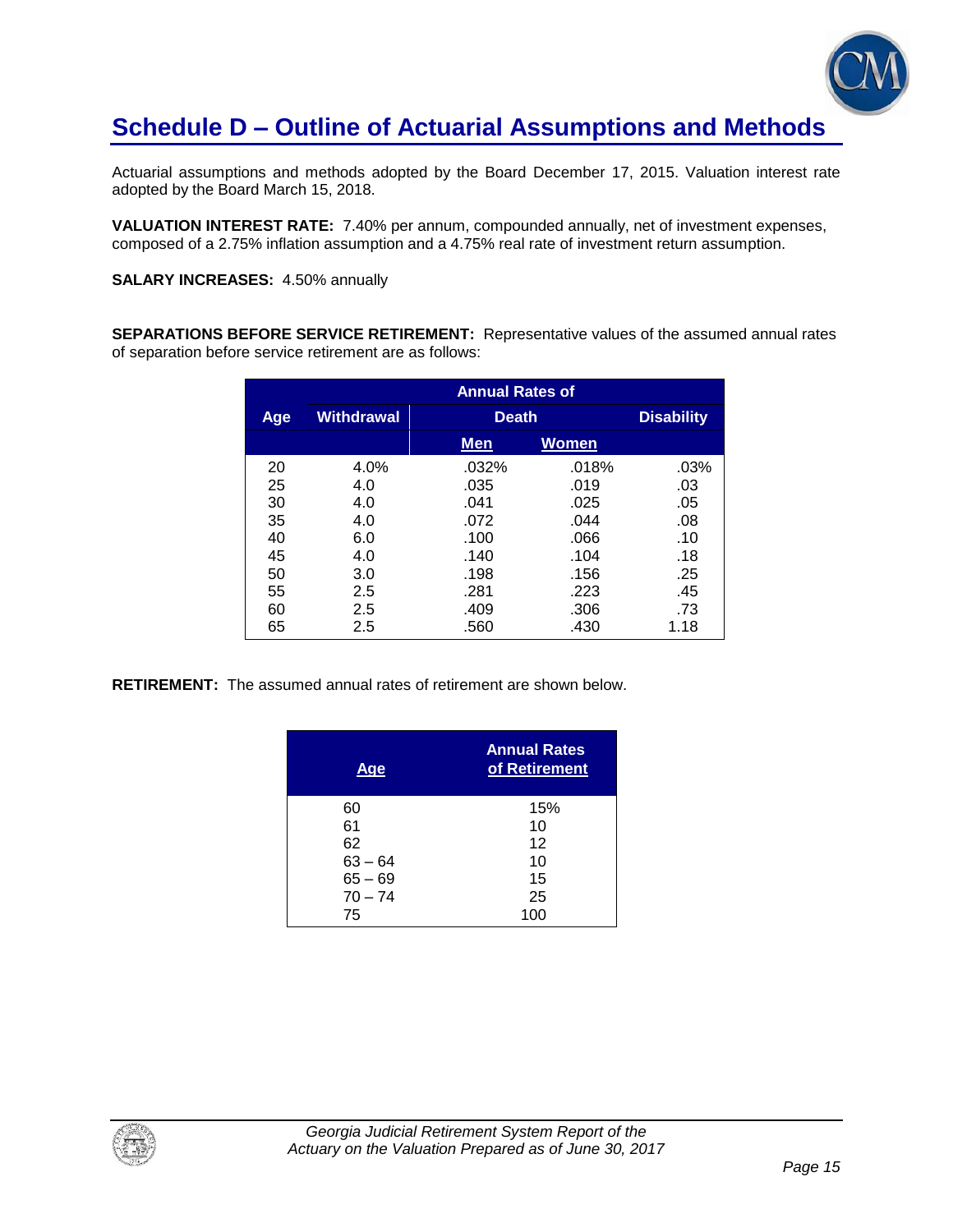# Schedule D – Outline of Actuarial Assumptions and Methods

Actuarial assumptions and methods adopted by the Board December 17, 2015. Valuation interest rate adopted by the Board March 15, 2018.

**VALUATION INTEREST RATE:** 7.40% per annum, compounded annually, net of investment expenses, composed of a 2.75% inflation assumption and a 4.75% real rate of investment return assumption.

**SALARY INCREASES:** 4.50% annually

**SEPARATIONS BEFORE SERVICE RETIREMENT:** Representative values of the assumed annual rates of separation before service retirement are as follows:

| | Annual Rates of | | | |
|---|---|---|---|---|
| Age | Withdrawal | Death | | Disability |
| | | Men | Women | |
| 20 | 4.0% | .032% | .018% | .03% |
| 25 | 4.0 | .035 | .019 | .03 |
| 30 | 4.0 | .041 | .025 | .05 |
| 35 | 4.0 | .072 | .044 | .08 |
| 40 | 6.0 | .100 | .066 | .10 |
| 45 | 4.0 | .140 | .104 | .18 |
| 50 | 3.0 | .198 | .156 | .25 |
| 55 | 2.5 | .281 | .223 | .45 |
| 60 | 2.5 | .409 | .306 | .73 |
| 65 | 2.5 | .560 | .430 | 1.18 |

**RETIREMENT:** The assumed annual rates of retirement are shown below.

| Age | Annual Rates of Retirement |
|---|---|
| 60 | 15% |
| 61 | 10 |
| 62 | 12 |
| 63 – 64 | 10 |
| 65 – 69 | 15 |
| 70 – 74 | 25 |
| 75 | 100 |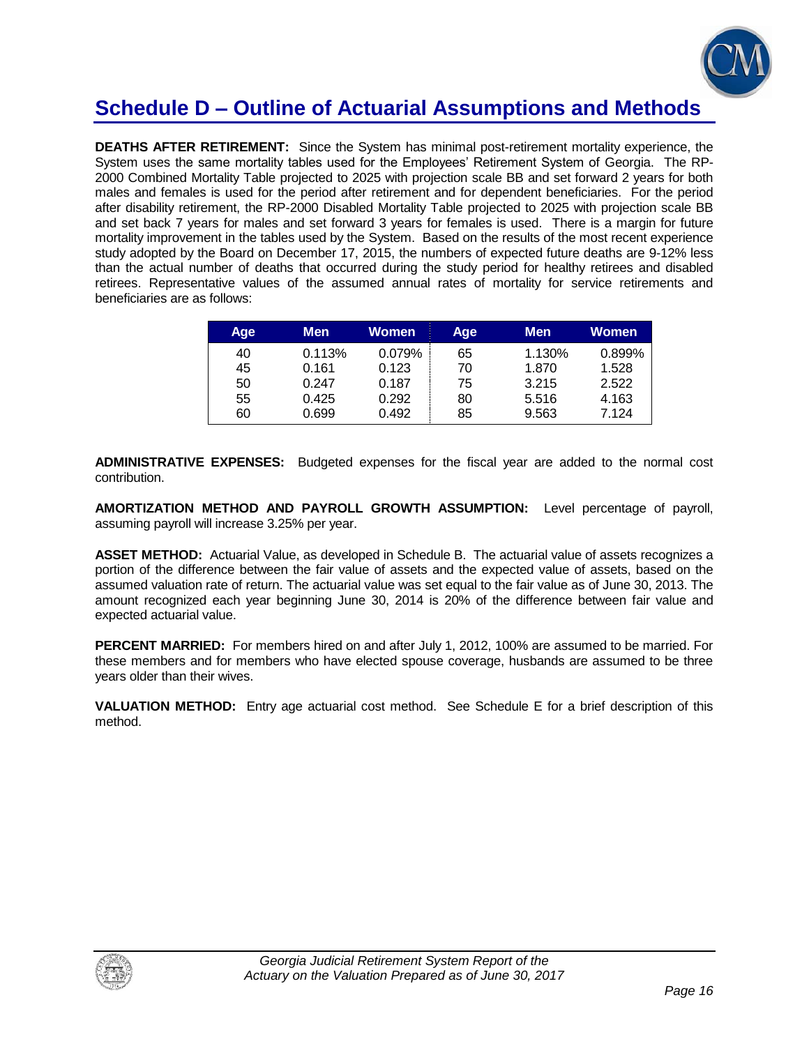# Schedule D – Outline of Actuarial Assumptions and Methods

**DEATHS AFTER RETIREMENT:** Since the System has minimal post-retirement mortality experience, the System uses the same mortality tables used for the Employees' Retirement System of Georgia. The RP-2000 Combined Mortality Table projected to 2025 with projection scale BB and set forward 2 years for both males and females is used for the period after retirement and for dependent beneficiaries. For the period after disability retirement, the RP-2000 Disabled Mortality Table projected to 2025 with projection scale BB and set back 7 years for males and set forward 3 years for females is used. There is a margin for future mortality improvement in the tables used by the System. Based on the results of the most recent experience study adopted by the Board on December 17, 2015, the numbers of expected future deaths are 9-12% less than the actual number of deaths that occurred during the study period for healthy retirees and disabled retirees. Representative values of the assumed annual rates of mortality for service retirements and beneficiaries are as follows:

| Age | Men | Women | Age | Men | Women |
|---|---|---|---|---|---|
| 40 | 0.113% | 0.079% | 65 | 1.130% | 0.899% |
| 45 | 0.161 | 0.123 | 70 | 1.870 | 1.528 |
| 50 | 0.247 | 0.187 | 75 | 3.215 | 2.522 |
| 55 | 0.425 | 0.292 | 80 | 5.516 | 4.163 |
| 60 | 0.699 | 0.492 | 85 | 9.563 | 7.124 |

**ADMINISTRATIVE EXPENSES:** Budgeted expenses for the fiscal year are added to the normal cost contribution.

**AMORTIZATION METHOD AND PAYROLL GROWTH ASSUMPTION:** Level percentage of payroll, assuming payroll will increase 3.25% per year.

**ASSET METHOD:** Actuarial Value, as developed in Schedule B. The actuarial value of assets recognizes a portion of the difference between the fair value of assets and the expected value of assets, based on the assumed valuation rate of return. The actuarial value was set equal to the fair value as of June 30, 2013. The amount recognized each year beginning June 30, 2014 is 20% of the difference between fair value and expected actuarial value.

**PERCENT MARRIED:** For members hired on and after July 1, 2012, 100% are assumed to be married. For these members and for members who have elected spouse coverage, husbands are assumed to be three years older than their wives.

**VALUATION METHOD:** Entry age actuarial cost method. See Schedule E for a brief description of this method.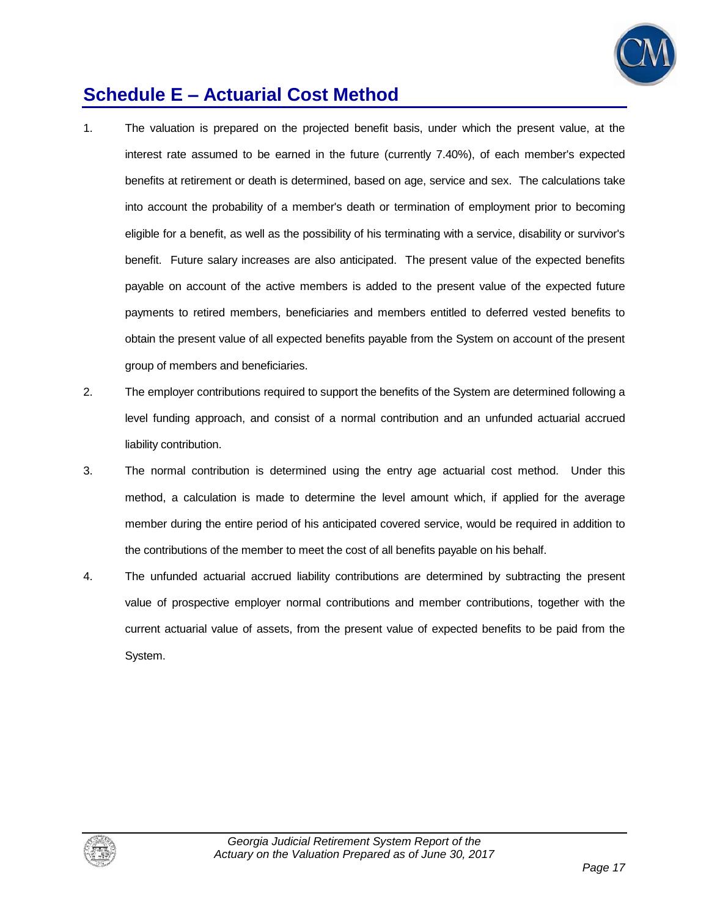# Schedule E – Actuarial Cost Method

1. The valuation is prepared on the projected benefit basis, under which the present value, at the interest rate assumed to be earned in the future (currently 7.40%), of each member's expected benefits at retirement or death is determined, based on age, service and sex. The calculations take into account the probability of a member's death or termination of employment prior to becoming eligible for a benefit, as well as the possibility of his terminating with a service, disability or survivor's benefit. Future salary increases are also anticipated. The present value of the expected benefits payable on account of the active members is added to the present value of the expected future payments to retired members, beneficiaries and members entitled to deferred vested benefits to obtain the present value of all expected benefits payable from the System on account of the present group of members and beneficiaries.

2. The employer contributions required to support the benefits of the System are determined following a level funding approach, and consist of a normal contribution and an unfunded actuarial accrued liability contribution.

3. The normal contribution is determined using the entry age actuarial cost method. Under this method, a calculation is made to determine the level amount which, if applied for the average member during the entire period of his anticipated covered service, would be required in addition to the contributions of the member to meet the cost of all benefits payable on his behalf.

4. The unfunded actuarial accrued liability contributions are determined by subtracting the present value of prospective employer normal contributions and member contributions, together with the current actuarial value of assets, from the present value of expected benefits to be paid from the System.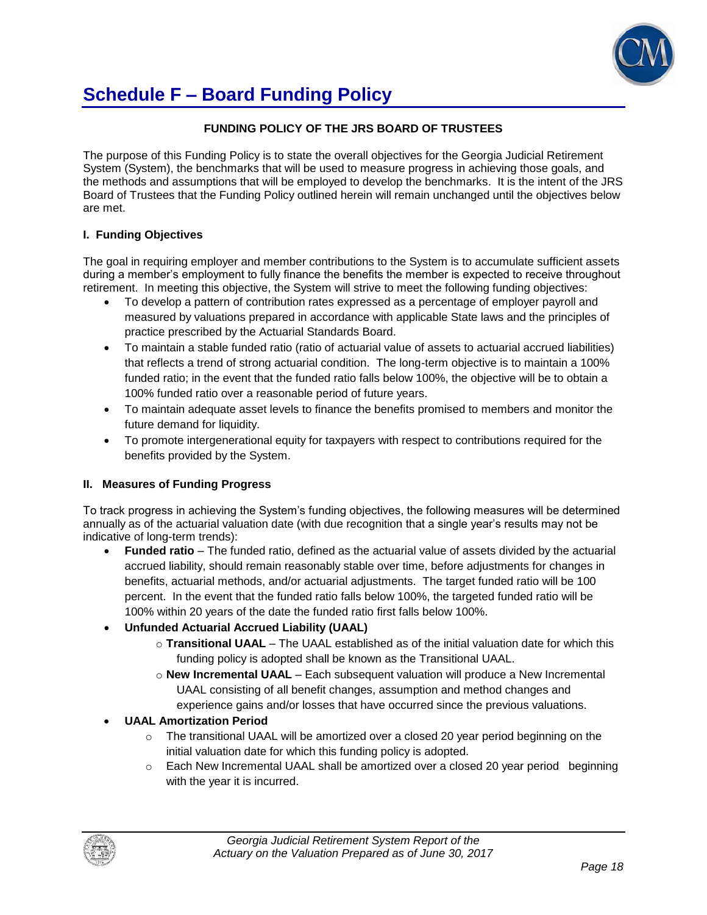# Schedule F – Board Funding Policy

**FUNDING POLICY OF THE JRS BOARD OF TRUSTEES**

The purpose of this Funding Policy is to state the overall objectives for the Georgia Judicial Retirement System (System), the benchmarks that will be used to measure progress in achieving those goals, and the methods and assumptions that will be employed to develop the benchmarks. It is the intent of the JRS Board of Trustees that the Funding Policy outlined herein will remain unchanged until the objectives below are met.

### I. Funding Objectives

The goal in requiring employer and member contributions to the System is to accumulate sufficient assets during a member's employment to fully finance the benefits the member is expected to receive throughout retirement. In meeting this objective, the System will strive to meet the following funding objectives:

- To develop a pattern of contribution rates expressed as a percentage of employer payroll and measured by valuations prepared in accordance with applicable State laws and the principles of practice prescribed by the Actuarial Standards Board.
- To maintain a stable funded ratio (ratio of actuarial value of assets to actuarial accrued liabilities) that reflects a trend of strong actuarial condition. The long-term objective is to maintain a 100% funded ratio; in the event that the funded ratio falls below 100%, the objective will be to obtain a 100% funded ratio over a reasonable period of future years.
- To maintain adequate asset levels to finance the benefits promised to members and monitor the future demand for liquidity.
- To promote intergenerational equity for taxpayers with respect to contributions required for the benefits provided by the System.

### II. Measures of Funding Progress

To track progress in achieving the System's funding objectives, the following measures will be determined annually as of the actuarial valuation date (with due recognition that a single year's results may not be indicative of long-term trends):

- **Funded ratio** – The funded ratio, defined as the actuarial value of assets divided by the actuarial accrued liability, should remain reasonably stable over time, before adjustments for changes in benefits, actuarial methods, and/or actuarial adjustments. The target funded ratio will be 100 percent. In the event that the funded ratio falls below 100%, the targeted funded ratio will be 100% within 20 years of the date the funded ratio first falls below 100%.
- **Unfunded Actuarial Accrued Liability (UAAL)**
  - **Transitional UAAL** – The UAAL established as of the initial valuation date for which this funding policy is adopted shall be known as the Transitional UAAL.
  - **New Incremental UAAL** – Each subsequent valuation will produce a New Incremental UAAL consisting of all benefit changes, assumption and method changes and experience gains and/or losses that have occurred since the previous valuations.
- **UAAL Amortization Period**
  - The transitional UAAL will be amortized over a closed 20 year period beginning on the initial valuation date for which this funding policy is adopted.
  - Each New Incremental UAAL shall be amortized over a closed 20 year period beginning with the year it is incurred.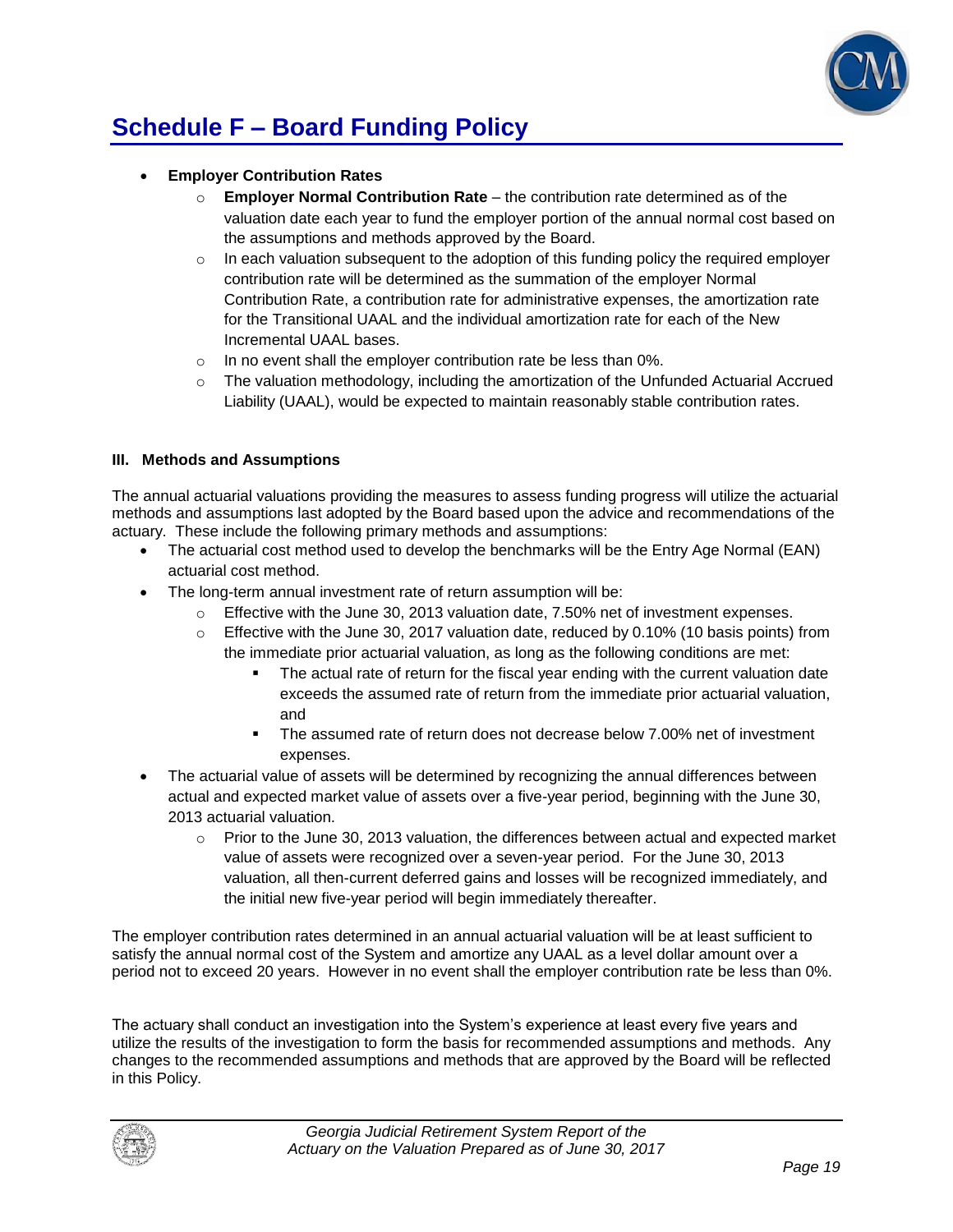## Schedule F – Board Funding Policy

- **Employer Contribution Rates**
  - **Employer Normal Contribution Rate** – the contribution rate determined as of the valuation date each year to fund the employer portion of the annual normal cost based on the assumptions and methods approved by the Board.
  - In each valuation subsequent to the adoption of this funding policy the required employer contribution rate will be determined as the summation of the employer Normal Contribution Rate, a contribution rate for administrative expenses, the amortization rate for the Transitional UAAL and the individual amortization rate for each of the New Incremental UAAL bases.
  - In no event shall the employer contribution rate be less than 0%.
  - The valuation methodology, including the amortization of the Unfunded Actuarial Accrued Liability (UAAL), would be expected to maintain reasonably stable contribution rates.

### III. Methods and Assumptions

The annual actuarial valuations providing the measures to assess funding progress will utilize the actuarial methods and assumptions last adopted by the Board based upon the advice and recommendations of the actuary. These include the following primary methods and assumptions:

- The actuarial cost method used to develop the benchmarks will be the Entry Age Normal (EAN) actuarial cost method.
- The long-term annual investment rate of return assumption will be:
  - Effective with the June 30, 2013 valuation date, 7.50% net of investment expenses.
  - Effective with the June 30, 2017 valuation date, reduced by 0.10% (10 basis points) from the immediate prior actuarial valuation, as long as the following conditions are met:
    - The actual rate of return for the fiscal year ending with the current valuation date exceeds the assumed rate of return from the immediate prior actuarial valuation, and
    - The assumed rate of return does not decrease below 7.00% net of investment expenses.
- The actuarial value of assets will be determined by recognizing the annual differences between actual and expected market value of assets over a five-year period, beginning with the June 30, 2013 actuarial valuation.
  - Prior to the June 30, 2013 valuation, the differences between actual and expected market value of assets were recognized over a seven-year period. For the June 30, 2013 valuation, all then-current deferred gains and losses will be recognized immediately, and the initial new five-year period will begin immediately thereafter.

The employer contribution rates determined in an annual actuarial valuation will be at least sufficient to satisfy the annual normal cost of the System and amortize any UAAL as a level dollar amount over a period not to exceed 20 years. However in no event shall the employer contribution rate be less than 0%.

The actuary shall conduct an investigation into the System's experience at least every five years and utilize the results of the investigation to form the basis for recommended assumptions and methods. Any changes to the recommended assumptions and methods that are approved by the Board will be reflected in this Policy.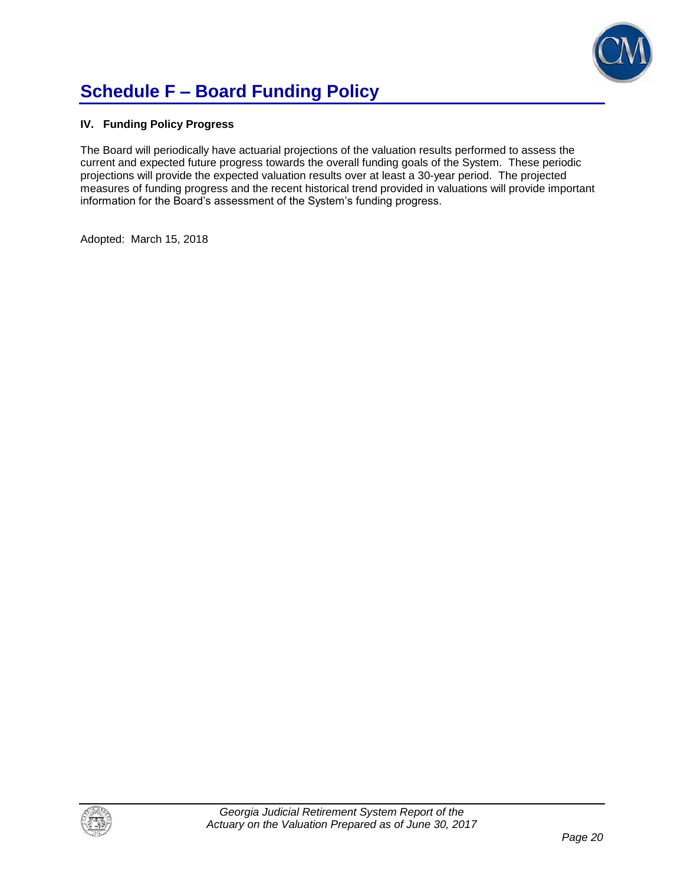# Schedule F – Board Funding Policy

### IV. Funding Policy Progress

The Board will periodically have actuarial projections of the valuation results performed to assess the current and expected future progress towards the overall funding goals of the System. These periodic projections will provide the expected valuation results over at least a 30-year period. The projected measures of funding progress and the recent historical trend provided in valuations will provide important information for the Board's assessment of the System's funding progress.

Adopted: March 15, 2018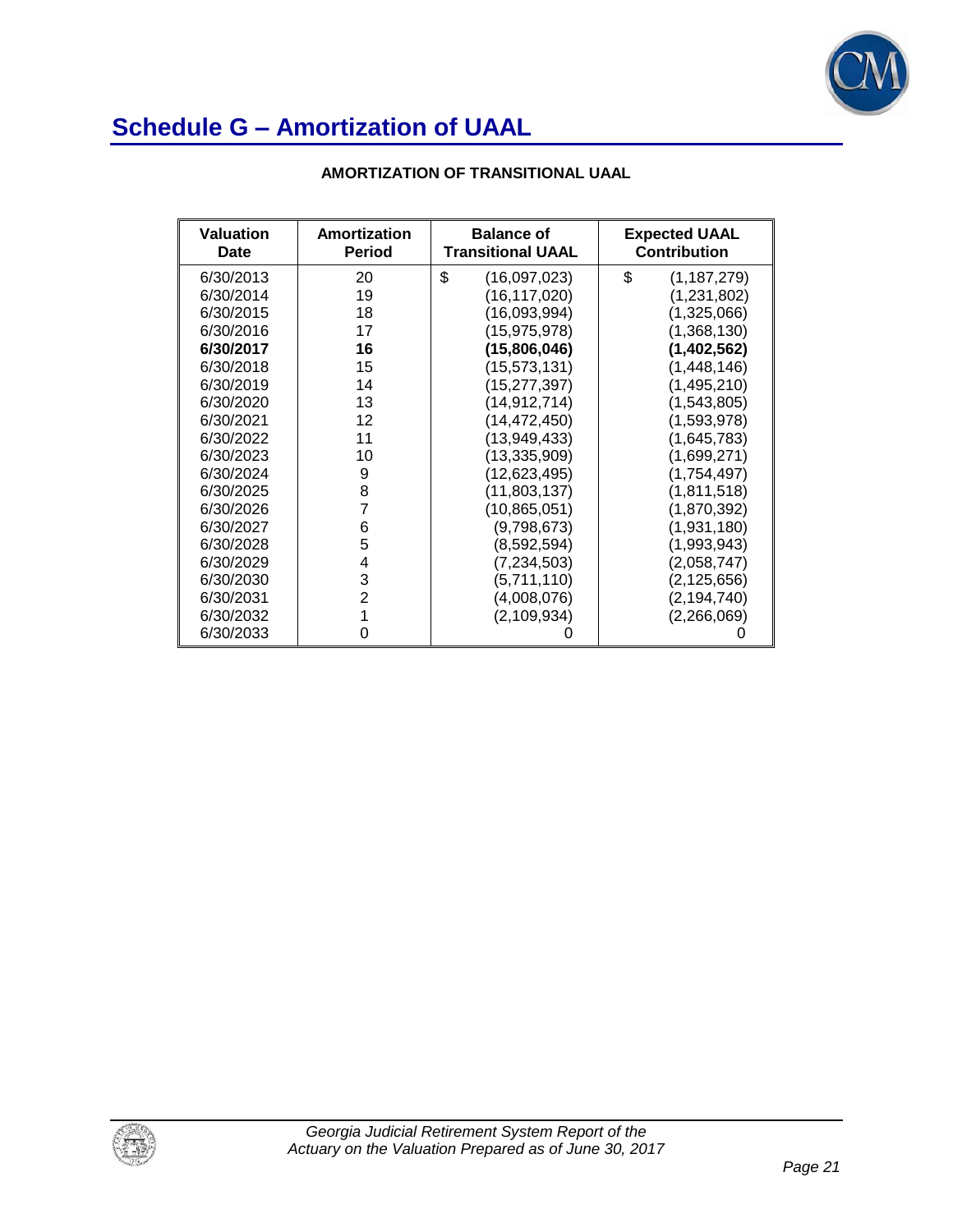# Schedule G – Amortization of UAAL

**AMORTIZATION OF TRANSITIONAL UAAL**

| Valuation Date | Amortization Period | Balance of Transitional UAAL | Expected UAAL Contribution |
|---|---|---|---|
| 6/30/2013 | 20 | $ (16,097,023) | $ (1,187,279) |
| 6/30/2014 | 19 | (16,117,020) | (1,231,802) |
| 6/30/2015 | 18 | (16,093,994) | (1,325,066) |
| 6/30/2016 | 17 | (15,975,978) | (1,368,130) |
| **6/30/2017** | **16** | **(15,806,046)** | **(1,402,562)** |
| 6/30/2018 | 15 | (15,573,131) | (1,448,146) |
| 6/30/2019 | 14 | (15,277,397) | (1,495,210) |
| 6/30/2020 | 13 | (14,912,714) | (1,543,805) |
| 6/30/2021 | 12 | (14,472,450) | (1,593,978) |
| 6/30/2022 | 11 | (13,949,433) | (1,645,783) |
| 6/30/2023 | 10 | (13,335,909) | (1,699,271) |
| 6/30/2024 | 9 | (12,623,495) | (1,754,497) |
| 6/30/2025 | 8 | (11,803,137) | (1,811,518) |
| 6/30/2026 | 7 | (10,865,051) | (1,870,392) |
| 6/30/2027 | 6 | (9,798,673) | (1,931,180) |
| 6/30/2028 | 5 | (8,592,594) | (1,993,943) |
| 6/30/2029 | 4 | (7,234,503) | (2,058,747) |
| 6/30/2030 | 3 | (5,711,110) | (2,125,656) |
| 6/30/2031 | 2 | (4,008,076) | (2,194,740) |
| 6/30/2032 | 1 | (2,109,934) | (2,266,069) |
| 6/30/2033 | 0 | 0 | 0 |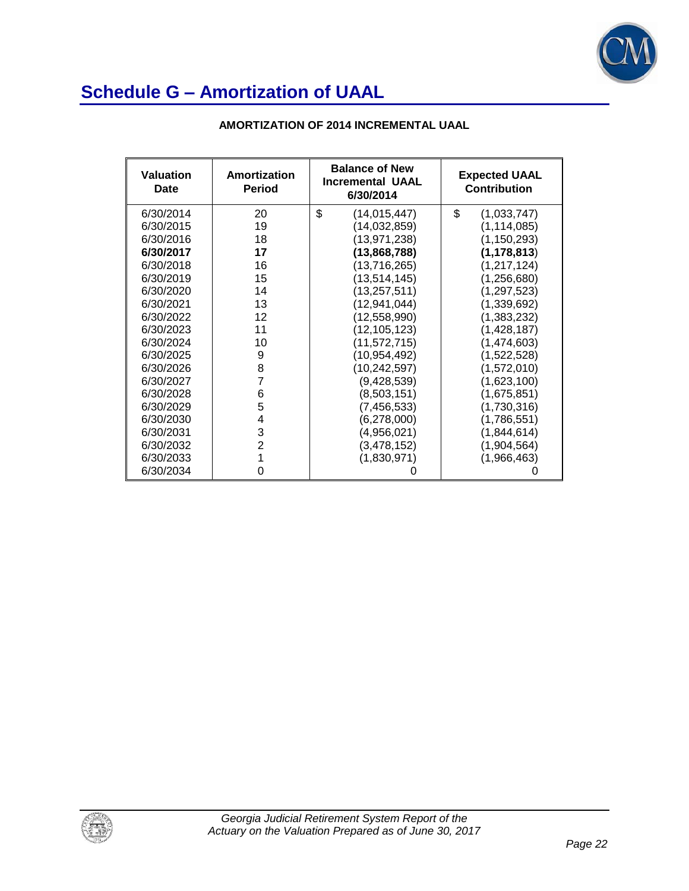# Schedule G – Amortization of UAAL

**AMORTIZATION OF 2014 INCREMENTAL UAAL**

| Valuation Date | Amortization Period | Balance of New Incremental UAAL 6/30/2014 | Expected UAAL Contribution |
|---|---|---|---|
| 6/30/2014 | 20 | $ (14,015,447) | $ (1,033,747) |
| 6/30/2015 | 19 | (14,032,859) | (1,114,085) |
| 6/30/2016 | 18 | (13,971,238) | (1,150,293) |
| **6/30/2017** | **17** | **(13,868,788)** | **(1,178,813)** |
| 6/30/2018 | 16 | (13,716,265) | (1,217,124) |
| 6/30/2019 | 15 | (13,514,145) | (1,256,680) |
| 6/30/2020 | 14 | (13,257,511) | (1,297,523) |
| 6/30/2021 | 13 | (12,941,044) | (1,339,692) |
| 6/30/2022 | 12 | (12,558,990) | (1,383,232) |
| 6/30/2023 | 11 | (12,105,123) | (1,428,187) |
| 6/30/2024 | 10 | (11,572,715) | (1,474,603) |
| 6/30/2025 | 9 | (10,954,492) | (1,522,528) |
| 6/30/2026 | 8 | (10,242,597) | (1,572,010) |
| 6/30/2027 | 7 | (9,428,539) | (1,623,100) |
| 6/30/2028 | 6 | (8,503,151) | (1,675,851) |
| 6/30/2029 | 5 | (7,456,533) | (1,730,316) |
| 6/30/2030 | 4 | (6,278,000) | (1,786,551) |
| 6/30/2031 | 3 | (4,956,021) | (1,844,614) |
| 6/30/2032 | 2 | (3,478,152) | (1,904,564) |
| 6/30/2033 | 1 | (1,830,971) | (1,966,463) |
| 6/30/2034 | 0 | 0 | 0 |

*Georgia Judicial Retirement System Report of the Actuary on the Valuation Prepared as of June 30, 2017*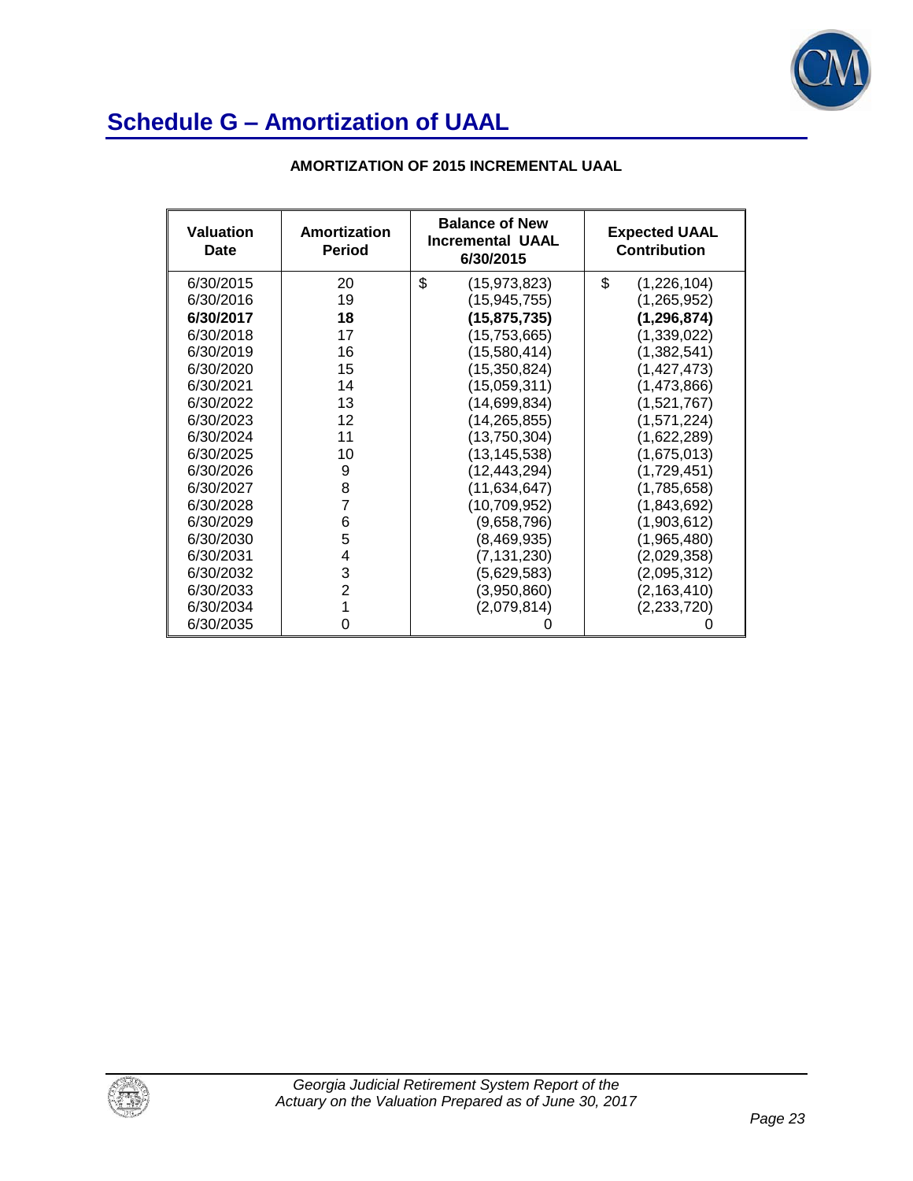# Schedule G – Amortization of UAAL

**AMORTIZATION OF 2015 INCREMENTAL UAAL**

| Valuation Date | Amortization Period | Balance of New Incremental UAAL 6/30/2015 | Expected UAAL Contribution |
|---|---|---|---|
| 6/30/2015 | 20 | $ (15,973,823) | $ (1,226,104) |
| 6/30/2016 | 19 | (15,945,755) | (1,265,952) |
| **6/30/2017** | **18** | **(15,875,735)** | **(1,296,874)** |
| 6/30/2018 | 17 | (15,753,665) | (1,339,022) |
| 6/30/2019 | 16 | (15,580,414) | (1,382,541) |
| 6/30/2020 | 15 | (15,350,824) | (1,427,473) |
| 6/30/2021 | 14 | (15,059,311) | (1,473,866) |
| 6/30/2022 | 13 | (14,699,834) | (1,521,767) |
| 6/30/2023 | 12 | (14,265,855) | (1,571,224) |
| 6/30/2024 | 11 | (13,750,304) | (1,622,289) |
| 6/30/2025 | 10 | (13,145,538) | (1,675,013) |
| 6/30/2026 | 9 | (12,443,294) | (1,729,451) |
| 6/30/2027 | 8 | (11,634,647) | (1,785,658) |
| 6/30/2028 | 7 | (10,709,952) | (1,843,692) |
| 6/30/2029 | 6 | (9,658,796) | (1,903,612) |
| 6/30/2030 | 5 | (8,469,935) | (1,965,480) |
| 6/30/2031 | 4 | (7,131,230) | (2,029,358) |
| 6/30/2032 | 3 | (5,629,583) | (2,095,312) |
| 6/30/2033 | 2 | (3,950,860) | (2,163,410) |
| 6/30/2034 | 1 | (2,079,814) | (2,233,720) |
| 6/30/2035 | 0 | 0 | 0 |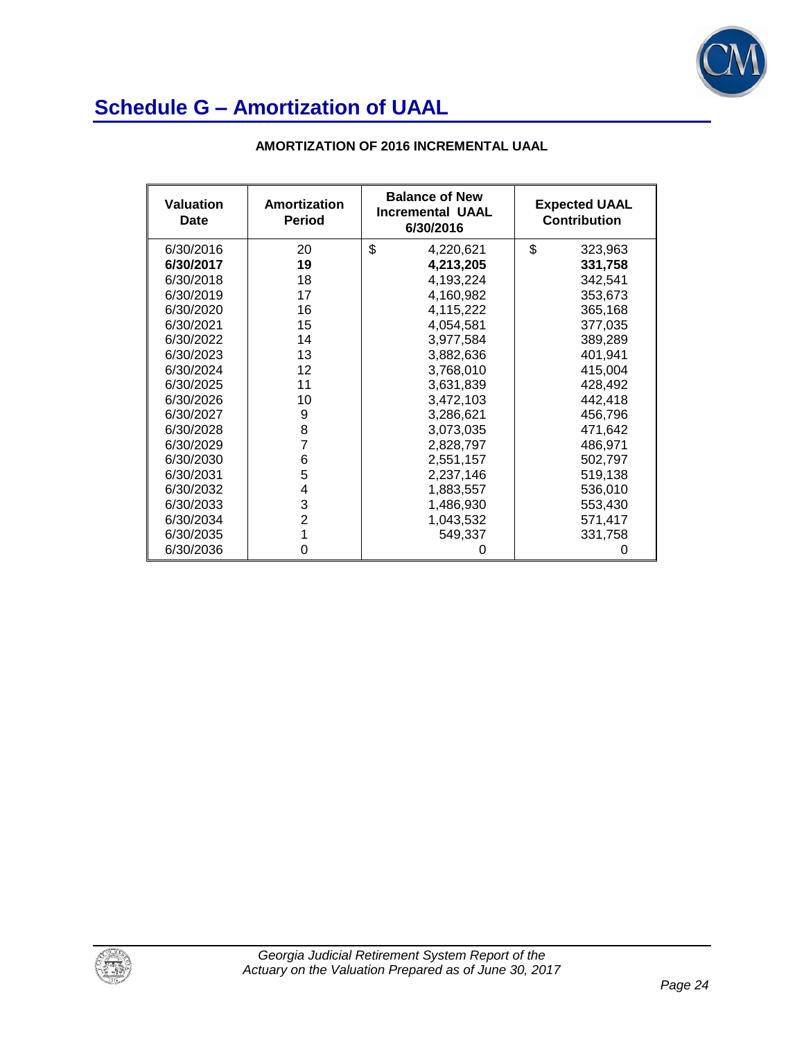# Schedule G – Amortization of UAAL

**AMORTIZATION OF 2016 INCREMENTAL UAAL**

| Valuation Date | Amortization Period | Balance of New Incremental UAAL 6/30/2016 | Expected UAAL Contribution |
|---|---|---|---|
| 6/30/2016 | 20 | $ 4,220,621 | $ 323,963 |
| **6/30/2017** | **19** | **4,213,205** | **331,758** |
| 6/30/2018 | 18 | 4,193,224 | 342,541 |
| 6/30/2019 | 17 | 4,160,982 | 353,673 |
| 6/30/2020 | 16 | 4,115,222 | 365,168 |
| 6/30/2021 | 15 | 4,054,581 | 377,035 |
| 6/30/2022 | 14 | 3,977,584 | 389,289 |
| 6/30/2023 | 13 | 3,882,636 | 401,941 |
| 6/30/2024 | 12 | 3,768,010 | 415,004 |
| 6/30/2025 | 11 | 3,631,839 | 428,492 |
| 6/30/2026 | 10 | 3,472,103 | 442,418 |
| 6/30/2027 | 9 | 3,286,621 | 456,796 |
| 6/30/2028 | 8 | 3,073,035 | 471,642 |
| 6/30/2029 | 7 | 2,828,797 | 486,971 |
| 6/30/2030 | 6 | 2,551,157 | 502,797 |
| 6/30/2031 | 5 | 2,237,146 | 519,138 |
| 6/30/2032 | 4 | 1,883,557 | 536,010 |
| 6/30/2033 | 3 | 1,486,930 | 553,430 |
| 6/30/2034 | 2 | 1,043,532 | 571,417 |
| 6/30/2035 | 1 | 549,337 | 331,758 |
| 6/30/2036 | 0 | 0 | 0 |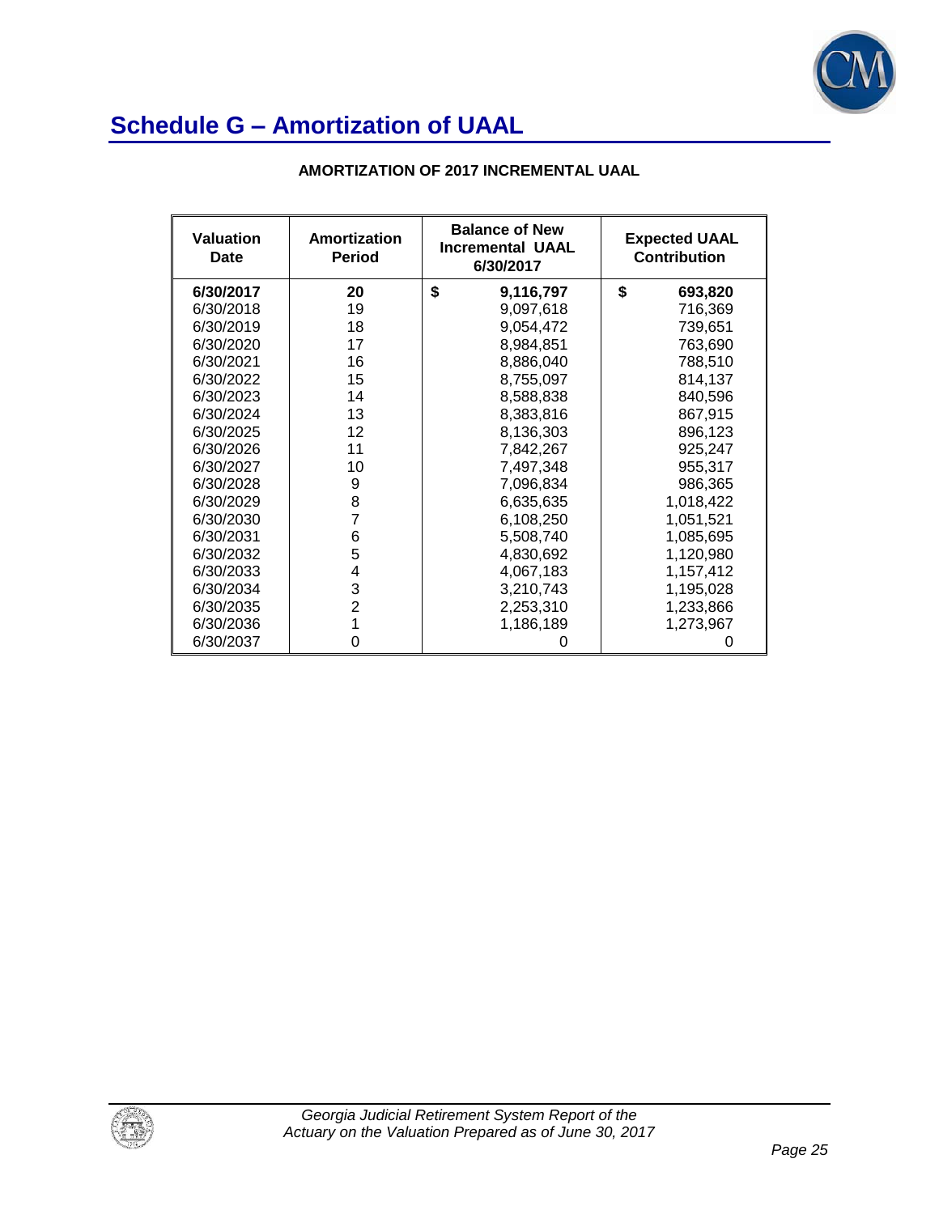# Schedule G – Amortization of UAAL

**AMORTIZATION OF 2017 INCREMENTAL UAAL**

| Valuation Date | Amortization Period | Balance of New Incremental UAAL 6/30/2017 | Expected UAAL Contribution |
|---|---|---|---|
| **6/30/2017** | **20** | **$ 9,116,797** | **$ 693,820** |
| 6/30/2018 | 19 | 9,097,618 | 716,369 |
| 6/30/2019 | 18 | 9,054,472 | 739,651 |
| 6/30/2020 | 17 | 8,984,851 | 763,690 |
| 6/30/2021 | 16 | 8,886,040 | 788,510 |
| 6/30/2022 | 15 | 8,755,097 | 814,137 |
| 6/30/2023 | 14 | 8,588,838 | 840,596 |
| 6/30/2024 | 13 | 8,383,816 | 867,915 |
| 6/30/2025 | 12 | 8,136,303 | 896,123 |
| 6/30/2026 | 11 | 7,842,267 | 925,247 |
| 6/30/2027 | 10 | 7,497,348 | 955,317 |
| 6/30/2028 | 9 | 7,096,834 | 986,365 |
| 6/30/2029 | 8 | 6,635,635 | 1,018,422 |
| 6/30/2030 | 7 | 6,108,250 | 1,051,521 |
| 6/30/2031 | 6 | 5,508,740 | 1,085,695 |
| 6/30/2032 | 5 | 4,830,692 | 1,120,980 |
| 6/30/2033 | 4 | 4,067,183 | 1,157,412 |
| 6/30/2034 | 3 | 3,210,743 | 1,195,028 |
| 6/30/2035 | 2 | 2,253,310 | 1,233,866 |
| 6/30/2036 | 1 | 1,186,189 | 1,273,967 |
| 6/30/2037 | 0 | 0 | 0 |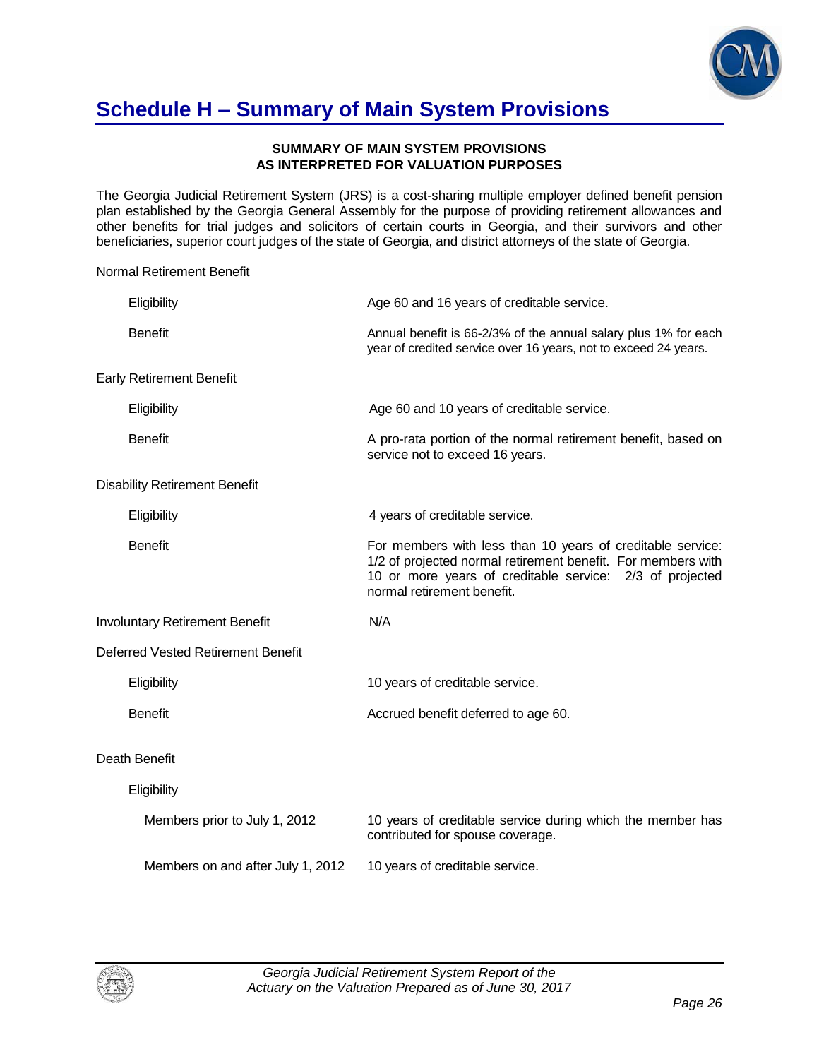# Schedule H – Summary of Main System Provisions

**SUMMARY OF MAIN SYSTEM PROVISIONS**
**AS INTERPRETED FOR VALUATION PURPOSES**

The Georgia Judicial Retirement System (JRS) is a cost-sharing multiple employer defined benefit pension plan established by the Georgia General Assembly for the purpose of providing retirement allowances and other benefits for trial judges and solicitors of certain courts in Georgia, and their survivors and other beneficiaries, superior court judges of the state of Georgia, and district attorneys of the state of Georgia.

Normal Retirement Benefit

| | |
|---|---|
| Eligibility | Age 60 and 16 years of creditable service. |
| Benefit | Annual benefit is 66-2/3% of the annual salary plus 1% for each year of credited service over 16 years, not to exceed 24 years. |

Early Retirement Benefit

| | |
|---|---|
| Eligibility | Age 60 and 10 years of creditable service. |
| Benefit | A pro-rata portion of the normal retirement benefit, based on service not to exceed 16 years. |

Disability Retirement Benefit

| | |
|---|---|
| Eligibility | 4 years of creditable service. |
| Benefit | For members with less than 10 years of creditable service: 1/2 of projected normal retirement benefit. For members with 10 or more years of creditable service: 2/3 of projected normal retirement benefit. |

Involuntary Retirement Benefit — N/A

Deferred Vested Retirement Benefit

| | |
|---|---|
| Eligibility | 10 years of creditable service. |
| Benefit | Accrued benefit deferred to age 60. |

Death Benefit

Eligibility

| | |
|---|---|
| Members prior to July 1, 2012 | 10 years of creditable service during which the member has contributed for spouse coverage. |
| Members on and after July 1, 2012 | 10 years of creditable service. |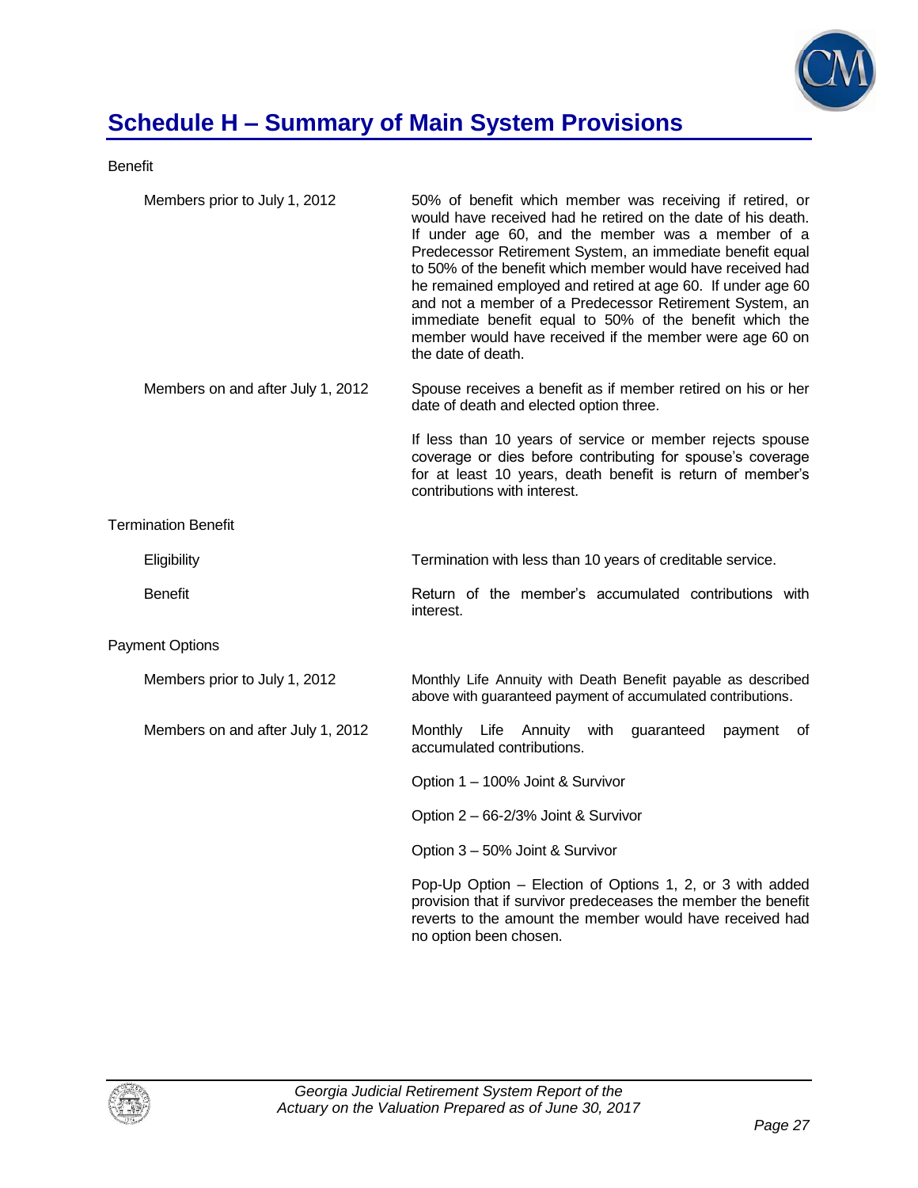## Schedule H – Summary of Main System Provisions

Benefit

| | |
|---|---|
| Members prior to July 1, 2012 | 50% of benefit which member was receiving if retired, or would have received had he retired on the date of his death. If under age 60, and the member was a member of a Predecessor Retirement System, an immediate benefit equal to 50% of the benefit which member would have received had he remained employed and retired at age 60. If under age 60 and not a member of a Predecessor Retirement System, an immediate benefit equal to 50% of the benefit which the member would have received if the member were age 60 on the date of death. |
| Members on and after July 1, 2012 | Spouse receives a benefit as if member retired on his or her date of death and elected option three. |
| | If less than 10 years of service or member rejects spouse coverage or dies before contributing for spouse's coverage for at least 10 years, death benefit is return of member's contributions with interest. |

Termination Benefit

| | |
|---|---|
| Eligibility | Termination with less than 10 years of creditable service. |
| Benefit | Return of the member's accumulated contributions with interest. |

Payment Options

| | |
|---|---|
| Members prior to July 1, 2012 | Monthly Life Annuity with Death Benefit payable as described above with guaranteed payment of accumulated contributions. |
| Members on and after July 1, 2012 | Monthly Life Annuity with guaranteed payment of accumulated contributions. |
| | Option 1 – 100% Joint & Survivor |
| | Option 2 – 66-2/3% Joint & Survivor |
| | Option 3 – 50% Joint & Survivor |
| | Pop-Up Option – Election of Options 1, 2, or 3 with added provision that if survivor predeceases the member the benefit reverts to the amount the member would have received had no option been chosen. |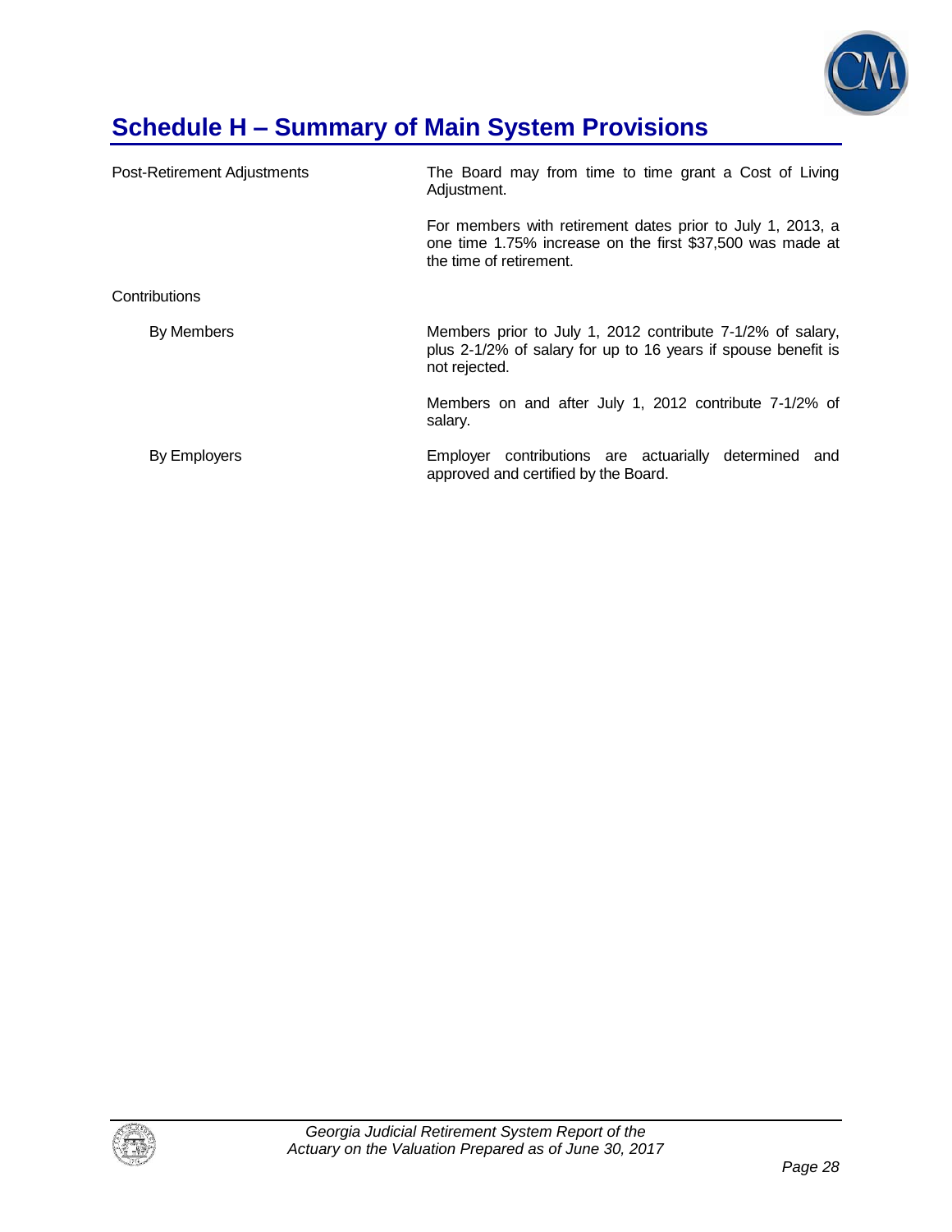# Schedule H – Summary of Main System Provisions

| | |
|---|---|
| Post-Retirement Adjustments | The Board may from time to time grant a Cost of Living Adjustment. |
| | For members with retirement dates prior to July 1, 2013, a one time 1.75% increase on the first $37,500 was made at the time of retirement. |
| Contributions | |
| By Members | Members prior to July 1, 2012 contribute 7-1/2% of salary, plus 2-1/2% of salary for up to 16 years if spouse benefit is not rejected. |
| | Members on and after July 1, 2012 contribute 7-1/2% of salary. |
| By Employers | Employer contributions are actuarially determined and approved and certified by the Board. |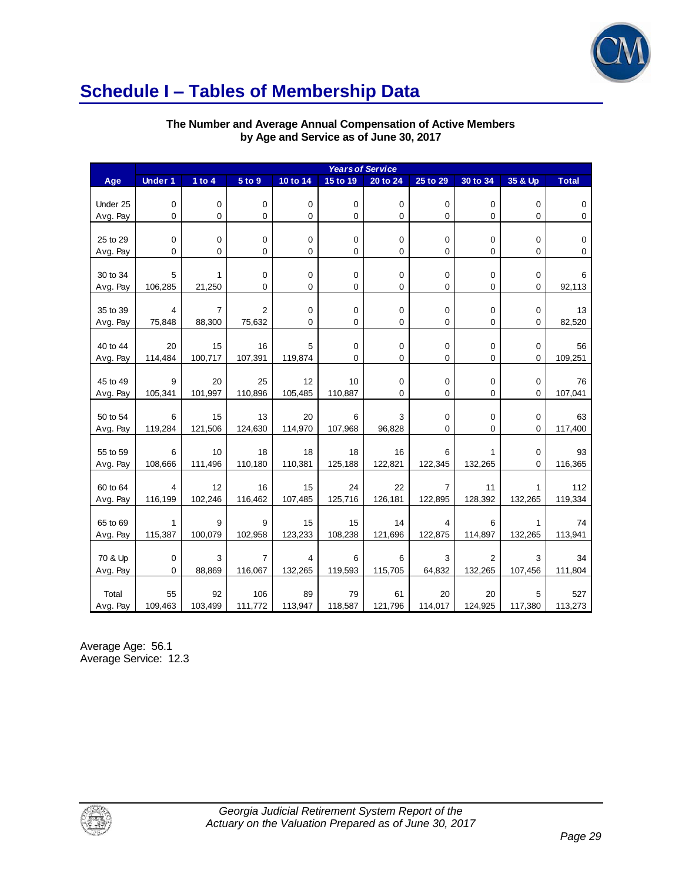# Schedule I – Tables of Membership Data

**The Number and Average Annual Compensation of Active Members by Age and Service as of June 30, 2017**

| | Years of Service | | | | | | | | | |
|---|---|---|---|---|---|---|---|---|---|---|
| Age | Under 1 | 1 to 4 | 5 to 9 | 10 to 14 | 15 to 19 | 20 to 24 | 25 to 29 | 30 to 34 | 35 & Up | Total |
| Under 25 | 0 | 0 | 0 | 0 | 0 | 0 | 0 | 0 | 0 | 0 |
| Avg. Pay | 0 | 0 | 0 | 0 | 0 | 0 | 0 | 0 | 0 | 0 |
| 25 to 29 | 0 | 0 | 0 | 0 | 0 | 0 | 0 | 0 | 0 | 0 |
| Avg. Pay | 0 | 0 | 0 | 0 | 0 | 0 | 0 | 0 | 0 | 0 |
| 30 to 34 | 5 | 1 | 0 | 0 | 0 | 0 | 0 | 0 | 0 | 6 |
| Avg. Pay | 106,285 | 21,250 | 0 | 0 | 0 | 0 | 0 | 0 | 0 | 92,113 |
| 35 to 39 | 4 | 7 | 2 | 0 | 0 | 0 | 0 | 0 | 0 | 13 |
| Avg. Pay | 75,848 | 88,300 | 75,632 | 0 | 0 | 0 | 0 | 0 | 0 | 82,520 |
| 40 to 44 | 20 | 15 | 16 | 5 | 0 | 0 | 0 | 0 | 0 | 56 |
| Avg. Pay | 114,484 | 100,717 | 107,391 | 119,874 | 0 | 0 | 0 | 0 | 0 | 109,251 |
| 45 to 49 | 9 | 20 | 25 | 12 | 10 | 0 | 0 | 0 | 0 | 76 |
| Avg. Pay | 105,341 | 101,997 | 110,896 | 105,485 | 110,887 | 0 | 0 | 0 | 0 | 107,041 |
| 50 to 54 | 6 | 15 | 13 | 20 | 6 | 3 | 0 | 0 | 0 | 63 |
| Avg. Pay | 119,284 | 121,506 | 124,630 | 114,970 | 107,968 | 96,828 | 0 | 0 | 0 | 117,400 |
| 55 to 59 | 6 | 10 | 18 | 18 | 18 | 16 | 6 | 1 | 0 | 93 |
| Avg. Pay | 108,666 | 111,496 | 110,180 | 110,381 | 125,188 | 122,821 | 122,345 | 132,265 | 0 | 116,365 |
| 60 to 64 | 4 | 12 | 16 | 15 | 24 | 22 | 7 | 11 | 1 | 112 |
| Avg. Pay | 116,199 | 102,246 | 116,462 | 107,485 | 125,716 | 126,181 | 122,895 | 128,392 | 132,265 | 119,334 |
| 65 to 69 | 1 | 9 | 9 | 15 | 15 | 14 | 4 | 6 | 1 | 74 |
| Avg. Pay | 115,387 | 100,079 | 102,958 | 123,233 | 108,238 | 121,696 | 122,875 | 114,897 | 132,265 | 113,941 |
| 70 & Up | 0 | 3 | 7 | 4 | 6 | 6 | 3 | 2 | 3 | 34 |
| Avg. Pay | 0 | 88,869 | 116,067 | 132,265 | 119,593 | 115,705 | 64,832 | 132,265 | 107,456 | 111,804 |
| Total | 55 | 92 | 106 | 89 | 79 | 61 | 20 | 20 | 5 | 527 |
| Avg. Pay | 109,463 | 103,499 | 111,772 | 113,947 | 118,587 | 121,796 | 114,017 | 124,925 | 117,380 | 113,273 |

Average Age: 56.1
Average Service: 12.3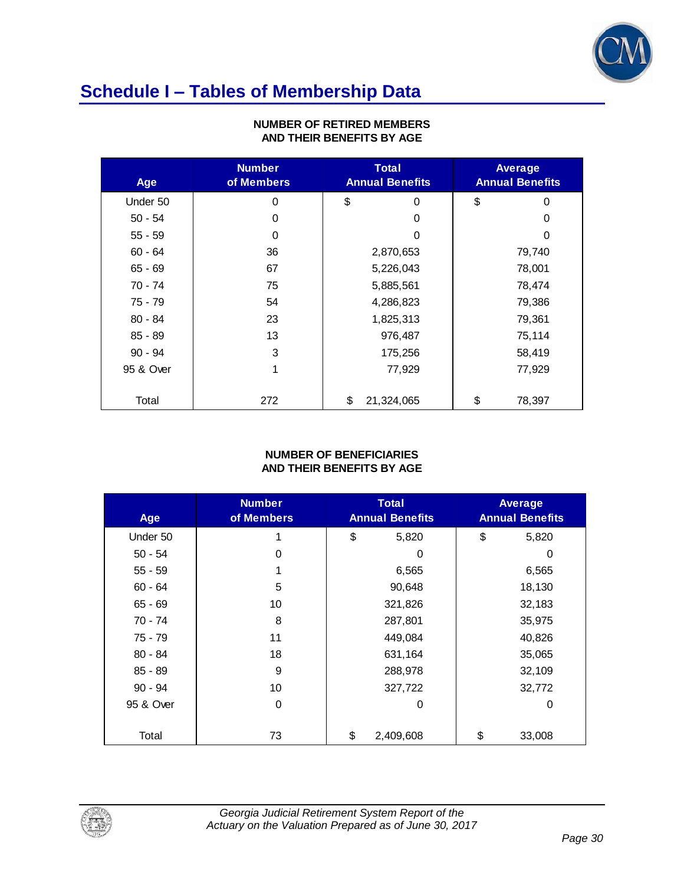# Schedule I – Tables of Membership Data

**NUMBER OF RETIRED MEMBERS AND THEIR BENEFITS BY AGE**

| Age | Number of Members | Total Annual Benefits | Average Annual Benefits |
|---|---|---|---|
| Under 50 | 0 | $ 0 | $ 0 |
| 50 - 54 | 0 | 0 | 0 |
| 55 - 59 | 0 | 0 | 0 |
| 60 - 64 | 36 | 2,870,653 | 79,740 |
| 65 - 69 | 67 | 5,226,043 | 78,001 |
| 70 - 74 | 75 | 5,885,561 | 78,474 |
| 75 - 79 | 54 | 4,286,823 | 79,386 |
| 80 - 84 | 23 | 1,825,313 | 79,361 |
| 85 - 89 | 13 | 976,487 | 75,114 |
| 90 - 94 | 3 | 175,256 | 58,419 |
| 95 & Over | 1 | 77,929 | 77,929 |
| Total | 272 | $ 21,324,065 | $ 78,397 |

**NUMBER OF BENEFICIARIES AND THEIR BENEFITS BY AGE**

| Age | Number of Members | Total Annual Benefits | Average Annual Benefits |
|---|---|---|---|
| Under 50 | 1 | $ 5,820 | $ 5,820 |
| 50 - 54 | 0 | 0 | 0 |
| 55 - 59 | 1 | 6,565 | 6,565 |
| 60 - 64 | 5 | 90,648 | 18,130 |
| 65 - 69 | 10 | 321,826 | 32,183 |
| 70 - 74 | 8 | 287,801 | 35,975 |
| 75 - 79 | 11 | 449,084 | 40,826 |
| 80 - 84 | 18 | 631,164 | 35,065 |
| 85 - 89 | 9 | 288,978 | 32,109 |
| 90 - 94 | 10 | 327,722 | 32,772 |
| 95 & Over | 0 | 0 | 0 |
| Total | 73 | $ 2,409,608 | $ 33,008 |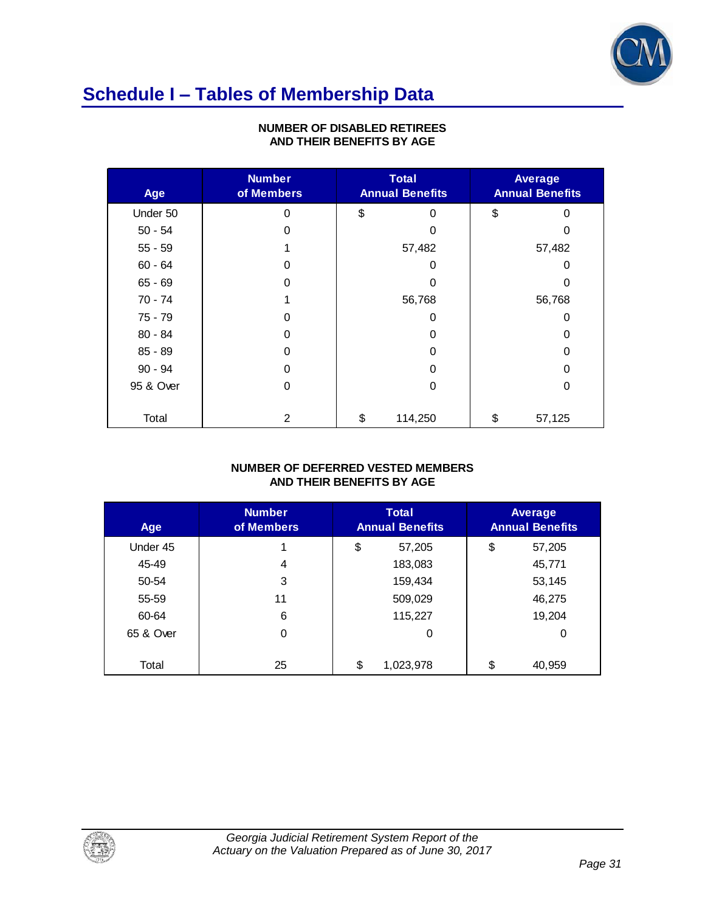# Schedule I – Tables of Membership Data

**NUMBER OF DISABLED RETIREES AND THEIR BENEFITS BY AGE**

| Age | Number of Members | Total Annual Benefits | Average Annual Benefits |
|---|---|---|---|
| Under 50 | 0 | $ 0 | $ 0 |
| 50 - 54 | 0 | 0 | 0 |
| 55 - 59 | 1 | 57,482 | 57,482 |
| 60 - 64 | 0 | 0 | 0 |
| 65 - 69 | 0 | 0 | 0 |
| 70 - 74 | 1 | 56,768 | 56,768 |
| 75 - 79 | 0 | 0 | 0 |
| 80 - 84 | 0 | 0 | 0 |
| 85 - 89 | 0 | 0 | 0 |
| 90 - 94 | 0 | 0 | 0 |
| 95 & Over | 0 | 0 | 0 |
| Total | 2 | $ 114,250 | $ 57,125 |

**NUMBER OF DEFERRED VESTED MEMBERS AND THEIR BENEFITS BY AGE**

| Age | Number of Members | Total Annual Benefits | Average Annual Benefits |
|---|---|---|---|
| Under 45 | 1 | $ 57,205 | $ 57,205 |
| 45-49 | 4 | 183,083 | 45,771 |
| 50-54 | 3 | 159,434 | 53,145 |
| 55-59 | 11 | 509,029 | 46,275 |
| 60-64 | 6 | 115,227 | 19,204 |
| 65 & Over | 0 | 0 | 0 |
| Total | 25 | $ 1,023,978 | $ 40,959 |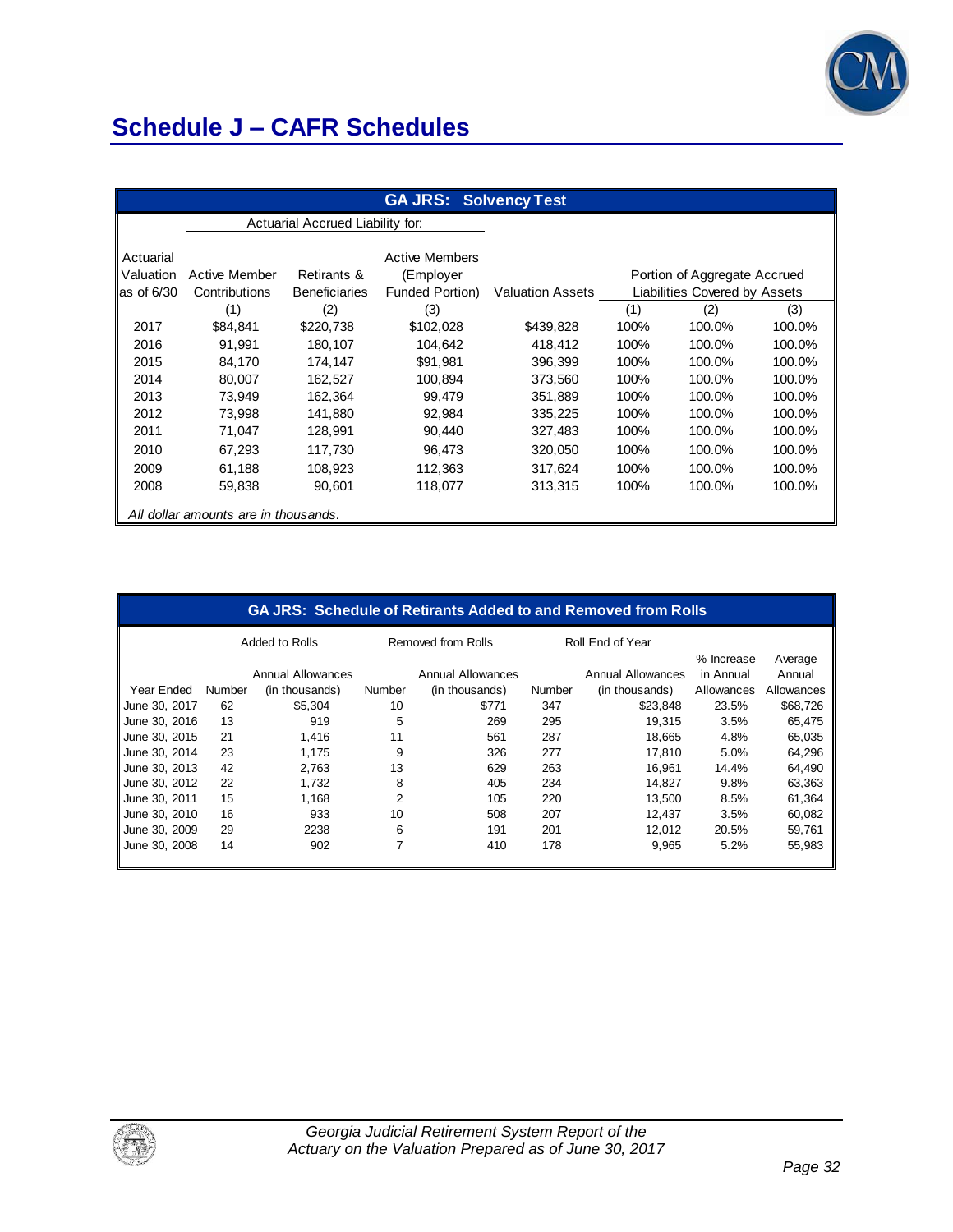# Schedule J – CAFR Schedules

**GA JRS: Solvency Test**

| | Actuarial Accrued Liability for: | | | | | | |
|---|---|---|---|---|---|---|---|
| Actuarial Valuation as of 6/30 | Active Member Contributions | Retirants & Beneficiaries | Active Members (Employer Funded Portion) | Valuation Assets | Portion of Aggregate Accrued Liabilities Covered by Assets | | |
| | (1) | (2) | (3) | | (1) | (2) | (3) |
| 2017 | $84,841 | $220,738 | $102,028 | $439,828 | 100% | 100.0% | 100.0% |
| 2016 | 91,991 | 180,107 | 104,642 | 418,412 | 100% | 100.0% | 100.0% |
| 2015 | 84,170 | 174,147 | $91,981 | 396,399 | 100% | 100.0% | 100.0% |
| 2014 | 80,007 | 162,527 | 100,894 | 373,560 | 100% | 100.0% | 100.0% |
| 2013 | 73,949 | 162,364 | 99,479 | 351,889 | 100% | 100.0% | 100.0% |
| 2012 | 73,998 | 141,880 | 92,984 | 335,225 | 100% | 100.0% | 100.0% |
| 2011 | 71,047 | 128,991 | 90,440 | 327,483 | 100% | 100.0% | 100.0% |
| 2010 | 67,293 | 117,730 | 96,473 | 320,050 | 100% | 100.0% | 100.0% |
| 2009 | 61,188 | 108,923 | 112,363 | 317,624 | 100% | 100.0% | 100.0% |
| 2008 | 59,838 | 90,601 | 118,077 | 313,315 | 100% | 100.0% | 100.0% |

*All dollar amounts are in thousands.*

**GA JRS: Schedule of Retirants Added to and Removed from Rolls**

| | Added to Rolls | | Removed from Rolls | | Roll End of Year | | | |
|---|---|---|---|---|---|---|---|---|
| Year Ended | Number | Annual Allowances (in thousands) | Number | Annual Allowances (in thousands) | Number | Annual Allowances (in thousands) | % Increase in Annual Allowances | Average Annual Allowances |
| June 30, 2017 | 62 | $5,304 | 10 | $771 | 347 | $23,848 | 23.5% | $68,726 |
| June 30, 2016 | 13 | 919 | 5 | 269 | 295 | 19,315 | 3.5% | 65,475 |
| June 30, 2015 | 21 | 1,416 | 11 | 561 | 287 | 18,665 | 4.8% | 65,035 |
| June 30, 2014 | 23 | 1,175 | 9 | 326 | 277 | 17,810 | 5.0% | 64,296 |
| June 30, 2013 | 42 | 2,763 | 13 | 629 | 263 | 16,961 | 14.4% | 64,490 |
| June 30, 2012 | 22 | 1,732 | 8 | 405 | 234 | 14,827 | 9.8% | 63,363 |
| June 30, 2011 | 15 | 1,168 | 2 | 105 | 220 | 13,500 | 8.5% | 61,364 |
| June 30, 2010 | 16 | 933 | 10 | 508 | 207 | 12,437 | 3.5% | 60,082 |
| June 30, 2009 | 29 | 2238 | 6 | 191 | 201 | 12,012 | 20.5% | 59,761 |
| June 30, 2008 | 14 | 902 | 7 | 410 | 178 | 9,965 | 5.2% | 55,983 |